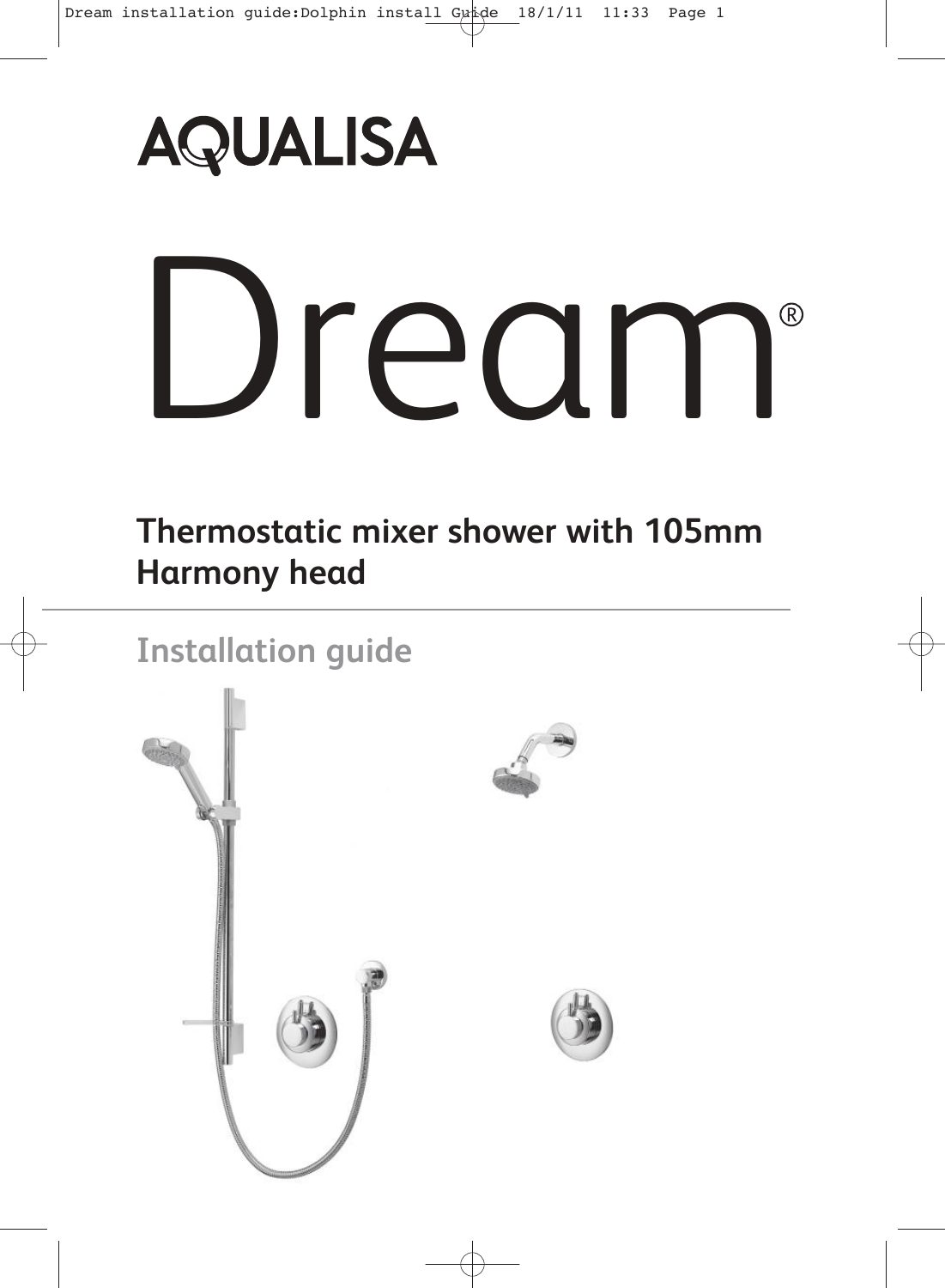# AQUALISA

# Dream®

## Thermostatic mixer shower with 105mm Harmony head

## Installation guide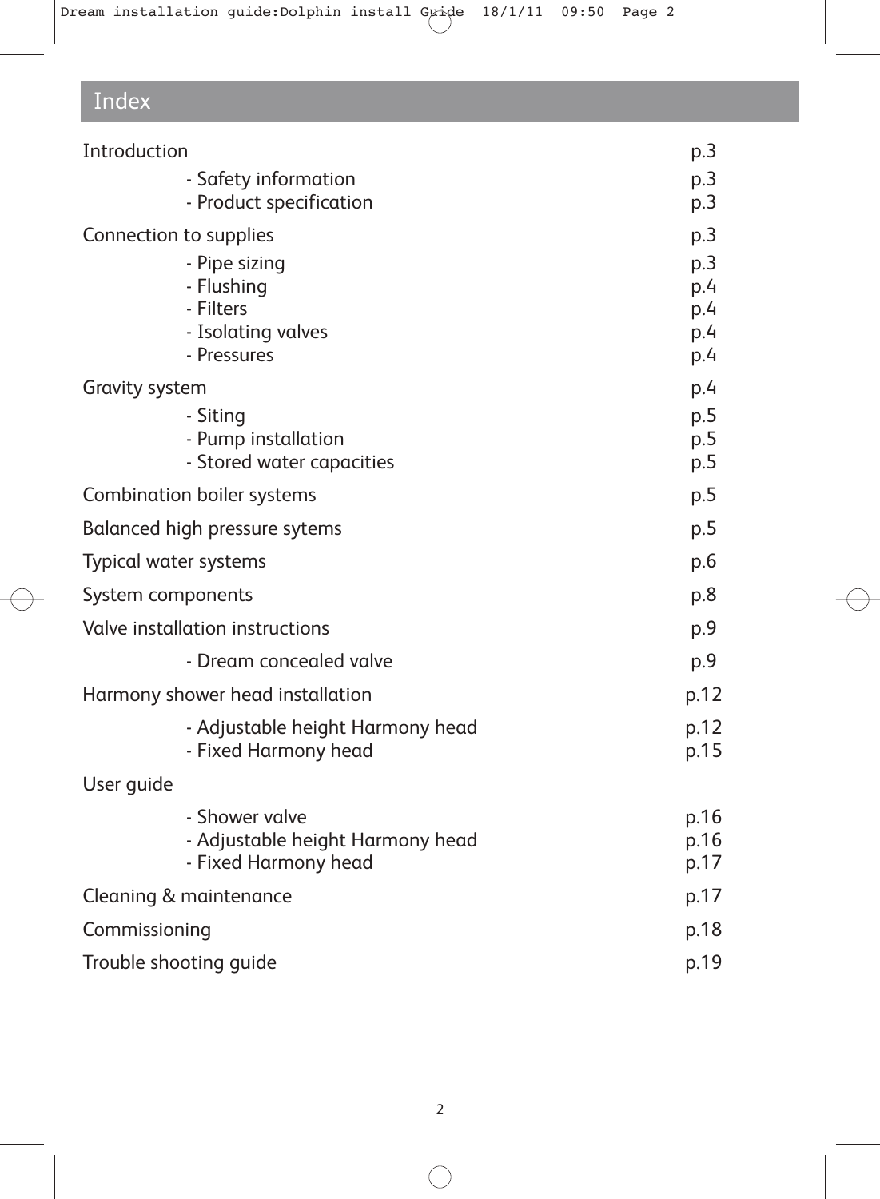# Index

| | |
|---|---|
| Introduction | p.3 |
| - Safety information | p.3 |
| - Product specification | p.3 |
| Connection to supplies | p.3 |
| - Pipe sizing | p.3 |
| - Flushing | p.4 |
| - Filters | p.4 |
| - Isolating valves | p.4 |
| - Pressures | p.4 |
| Gravity system | p.4 |
| - Siting | p.5 |
| - Pump installation | p.5 |
| - Stored water capacities | p.5 |
| Combination boiler systems | p.5 |
| Balanced high pressure sytems | p.5 |
| Typical water systems | p.6 |
| System components | p.8 |
| Valve installation instructions | p.9 |
| - Dream concealed valve | p.9 |
| Harmony shower head installation | p.12 |
| - Adjustable height Harmony head | p.12 |
| - Fixed Harmony head | p.15 |
| User guide | |
| - Shower valve | p.16 |
| - Adjustable height Harmony head | p.16 |
| - Fixed Harmony head | p.17 |
| Cleaning & maintenance | p.17 |
| Commissioning | p.18 |
| Trouble shooting guide | p.19 |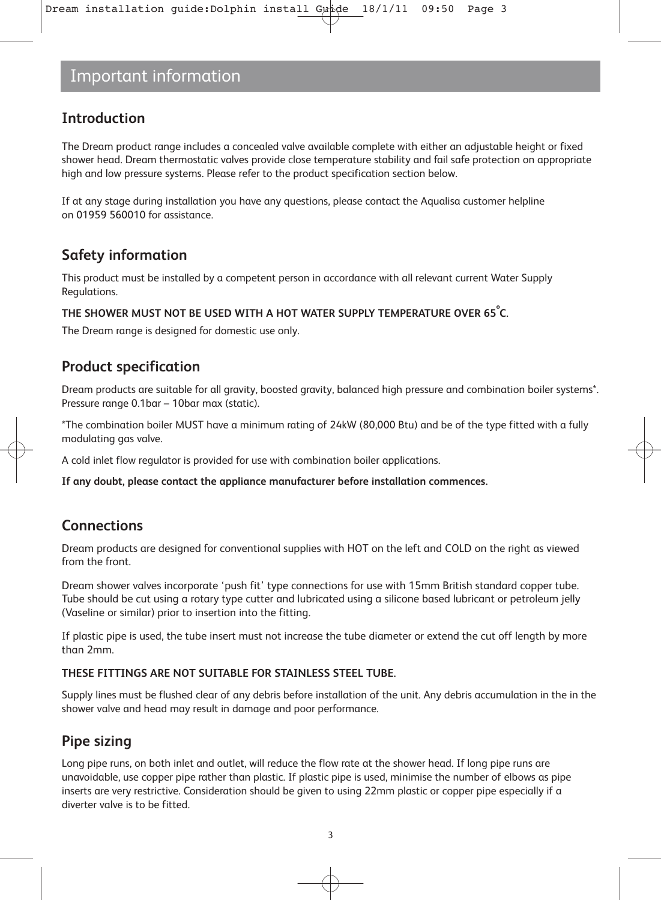# Important information

## Introduction

The Dream product range includes a concealed valve available complete with either an adjustable height or fixed shower head. Dream thermostatic valves provide close temperature stability and fail safe protection on appropriate high and low pressure systems. Please refer to the product specification section below.

If at any stage during installation you have any questions, please contact the Aqualisa customer helpline on 01959 560010 for assistance.

## Safety information

This product must be installed by a competent person in accordance with all relevant current Water Supply Regulations.

**THE SHOWER MUST NOT BE USED WITH A HOT WATER SUPPLY TEMPERATURE OVER 65°C.**

The Dream range is designed for domestic use only.

## Product specification

Dream products are suitable for all gravity, boosted gravity, balanced high pressure and combination boiler systems*. Pressure range 0.1bar – 10bar max (static).

*The combination boiler MUST have a minimum rating of 24kW (80,000 Btu) and be of the type fitted with a fully modulating gas valve.

A cold inlet flow regulator is provided for use with combination boiler applications.

**If any doubt, please contact the appliance manufacturer before installation commences.**

## Connections

Dream products are designed for conventional supplies with HOT on the left and COLD on the right as viewed from the front.

Dream shower valves incorporate 'push fit' type connections for use with 15mm British standard copper tube. Tube should be cut using a rotary type cutter and lubricated using a silicone based lubricant or petroleum jelly (Vaseline or similar) prior to insertion into the fitting.

If plastic pipe is used, the tube insert must not increase the tube diameter or extend the cut off length by more than 2mm.

**THESE FITTINGS ARE NOT SUITABLE FOR STAINLESS STEEL TUBE.**

Supply lines must be flushed clear of any debris before installation of the unit. Any debris accumulation in the in the shower valve and head may result in damage and poor performance.

## Pipe sizing

Long pipe runs, on both inlet and outlet, will reduce the flow rate at the shower head. If long pipe runs are unavoidable, use copper pipe rather than plastic. If plastic pipe is used, minimise the number of elbows as pipe inserts are very restrictive. Consideration should be given to using 22mm plastic or copper pipe especially if a diverter valve is to be fitted.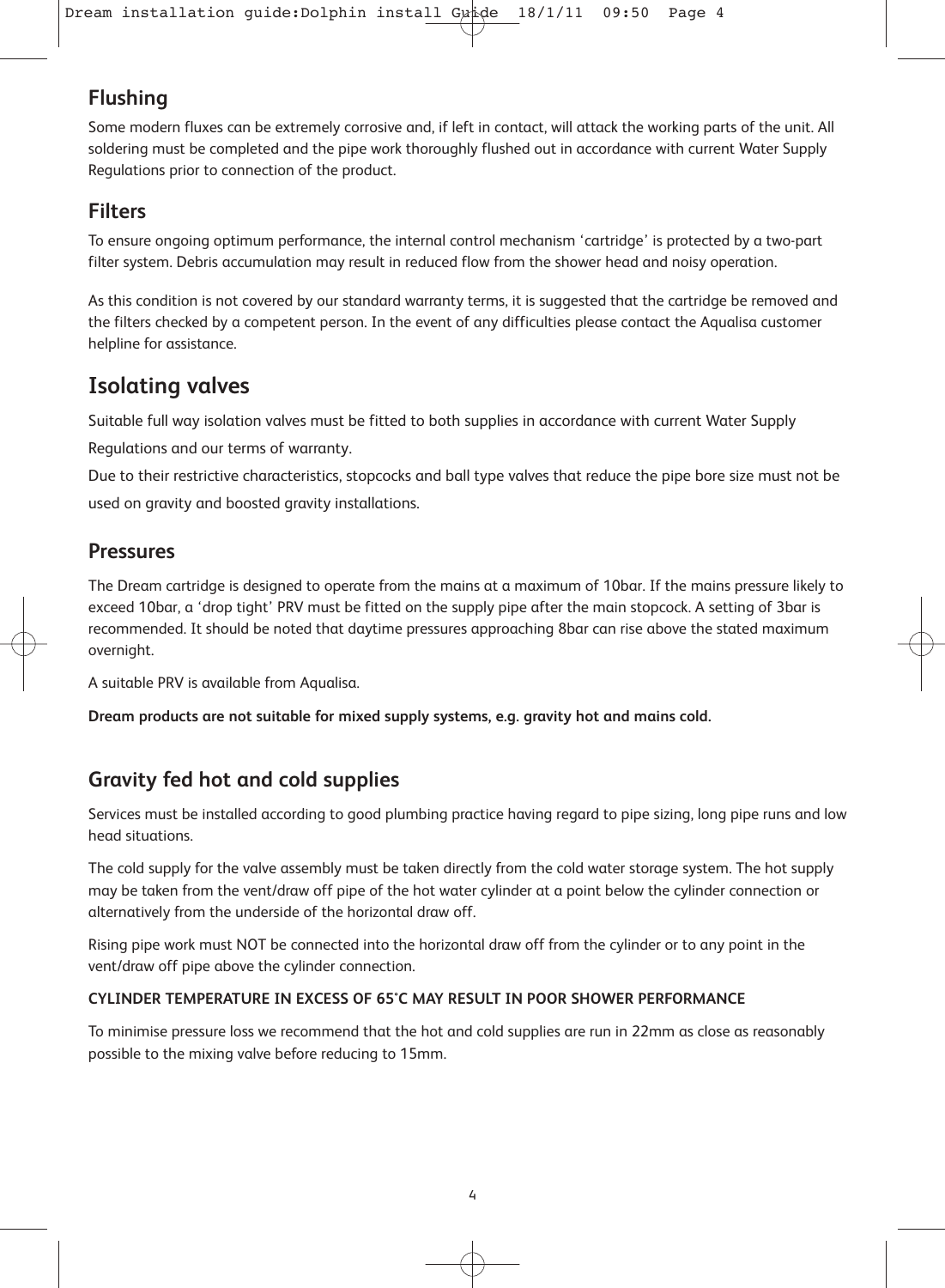## Flushing

Some modern fluxes can be extremely corrosive and, if left in contact, will attack the working parts of the unit. All soldering must be completed and the pipe work thoroughly flushed out in accordance with current Water Supply Regulations prior to connection of the product.

## Filters

To ensure ongoing optimum performance, the internal control mechanism 'cartridge' is protected by a two-part filter system. Debris accumulation may result in reduced flow from the shower head and noisy operation.

As this condition is not covered by our standard warranty terms, it is suggested that the cartridge be removed and the filters checked by a competent person. In the event of any difficulties please contact the Aqualisa customer helpline for assistance.

# Isolating valves

Suitable full way isolation valves must be fitted to both supplies in accordance with current Water Supply Regulations and our terms of warranty.

Due to their restrictive characteristics, stopcocks and ball type valves that reduce the pipe bore size must not be used on gravity and boosted gravity installations.

## Pressures

The Dream cartridge is designed to operate from the mains at a maximum of 10bar. If the mains pressure likely to exceed 10bar, a 'drop tight' PRV must be fitted on the supply pipe after the main stopcock. A setting of 3bar is recommended. It should be noted that daytime pressures approaching 8bar can rise above the stated maximum overnight.

A suitable PRV is available from Aqualisa.

**Dream products are not suitable for mixed supply systems, e.g. gravity hot and mains cold.**

## Gravity fed hot and cold supplies

Services must be installed according to good plumbing practice having regard to pipe sizing, long pipe runs and low head situations.

The cold supply for the valve assembly must be taken directly from the cold water storage system. The hot supply may be taken from the vent/draw off pipe of the hot water cylinder at a point below the cylinder connection or alternatively from the underside of the horizontal draw off.

Rising pipe work must NOT be connected into the horizontal draw off from the cylinder or to any point in the vent/draw off pipe above the cylinder connection.

**CYLINDER TEMPERATURE IN EXCESS OF 65°C MAY RESULT IN POOR SHOWER PERFORMANCE**

To minimise pressure loss we recommend that the hot and cold supplies are run in 22mm as close as reasonably possible to the mixing valve before reducing to 15mm.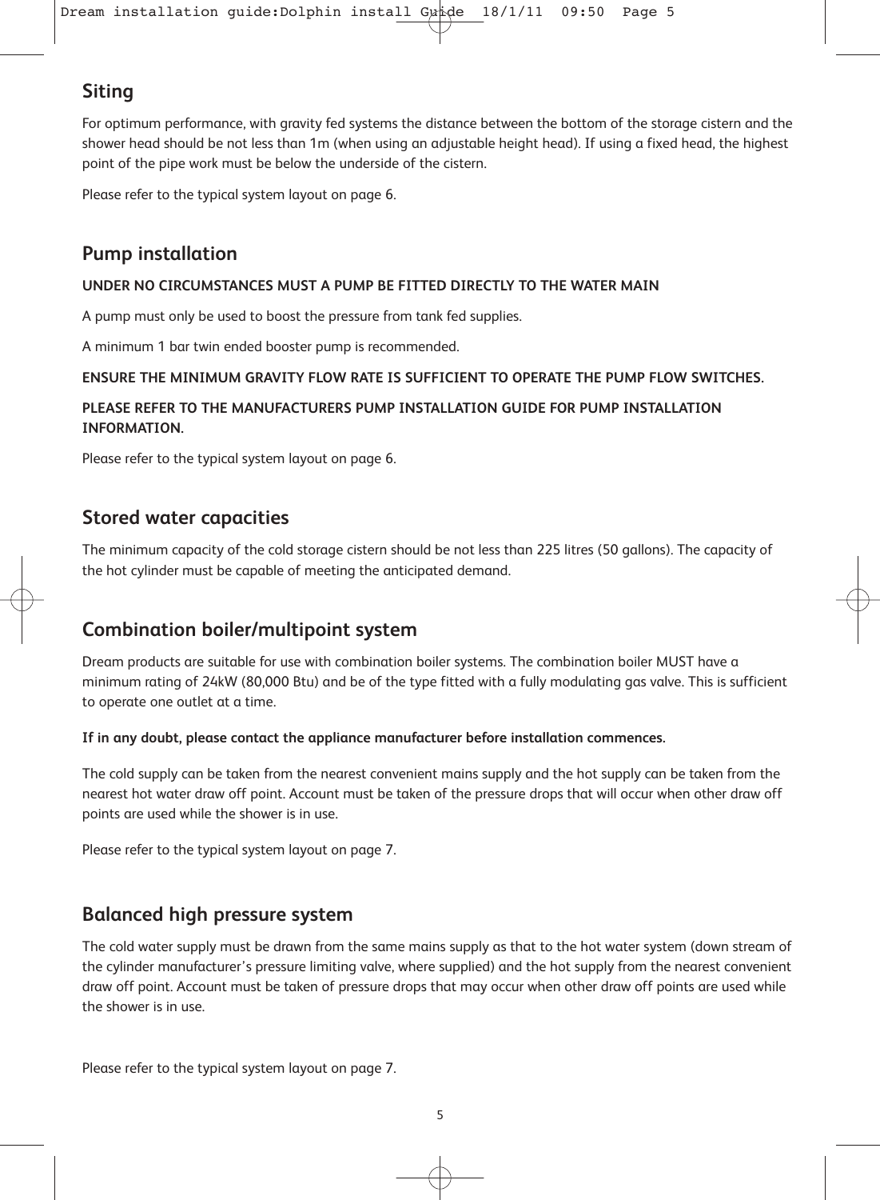## Siting

For optimum performance, with gravity fed systems the distance between the bottom of the storage cistern and the shower head should be not less than 1m (when using an adjustable height head). If using a fixed head, the highest point of the pipe work must be below the underside of the cistern.

Please refer to the typical system layout on page 6.

## Pump installation

**UNDER NO CIRCUMSTANCES MUST A PUMP BE FITTED DIRECTLY TO THE WATER MAIN**

A pump must only be used to boost the pressure from tank fed supplies.

A minimum 1 bar twin ended booster pump is recommended.

**ENSURE THE MINIMUM GRAVITY FLOW RATE IS SUFFICIENT TO OPERATE THE PUMP FLOW SWITCHES.**

**PLEASE REFER TO THE MANUFACTURERS PUMP INSTALLATION GUIDE FOR PUMP INSTALLATION INFORMATION.**

Please refer to the typical system layout on page 6.

## Stored water capacities

The minimum capacity of the cold storage cistern should be not less than 225 litres (50 gallons). The capacity of the hot cylinder must be capable of meeting the anticipated demand.

## Combination boiler/multipoint system

Dream products are suitable for use with combination boiler systems. The combination boiler MUST have a minimum rating of 24kW (80,000 Btu) and be of the type fitted with a fully modulating gas valve. This is sufficient to operate one outlet at a time.

**If in any doubt, please contact the appliance manufacturer before installation commences.**

The cold supply can be taken from the nearest convenient mains supply and the hot supply can be taken from the nearest hot water draw off point. Account must be taken of the pressure drops that will occur when other draw off points are used while the shower is in use.

Please refer to the typical system layout on page 7.

## Balanced high pressure system

The cold water supply must be drawn from the same mains supply as that to the hot water system (down stream of the cylinder manufacturer's pressure limiting valve, where supplied) and the hot supply from the nearest convenient draw off point. Account must be taken of pressure drops that may occur when other draw off points are used while the shower is in use.

Please refer to the typical system layout on page 7.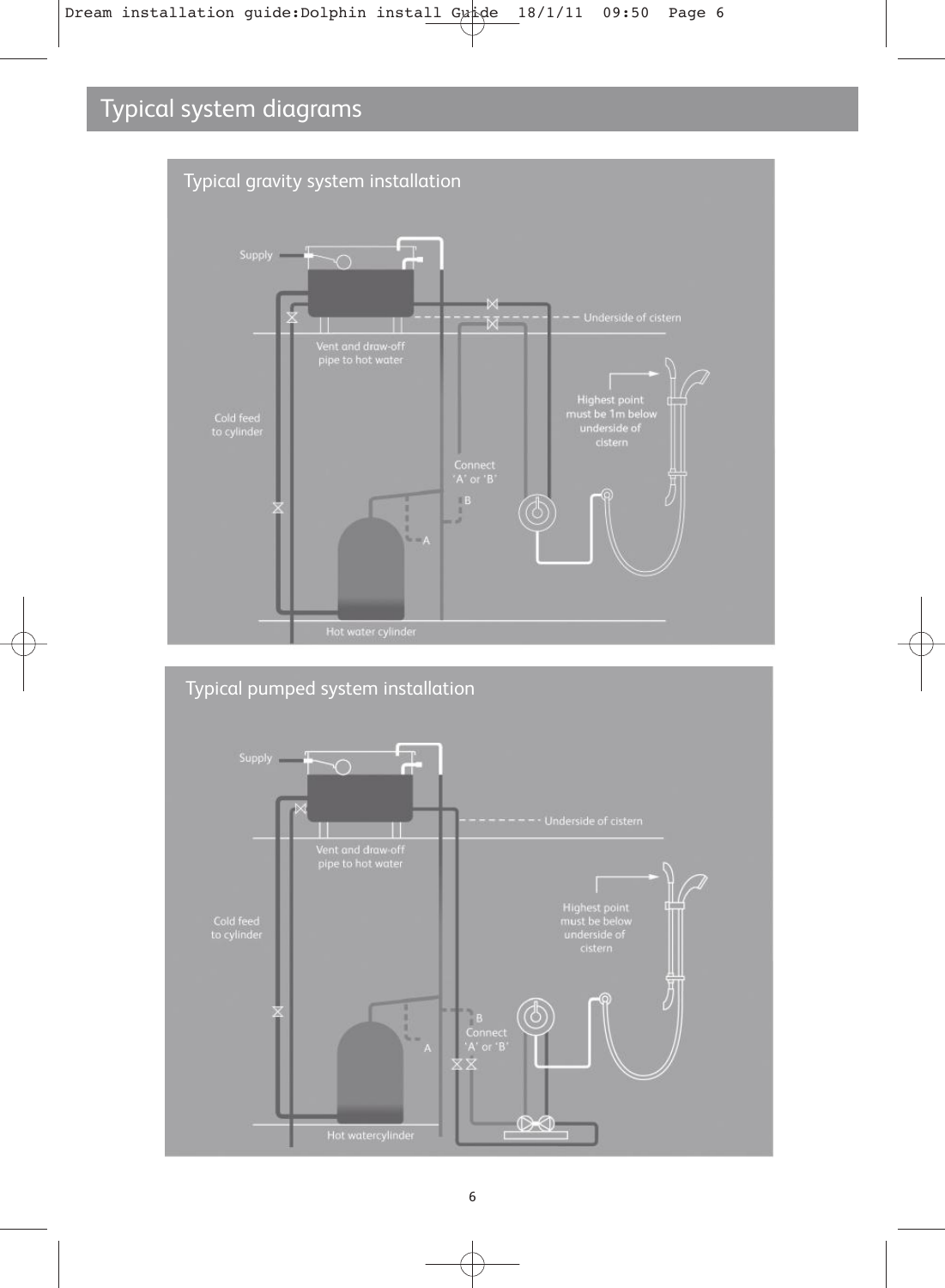# Typical system diagrams

## Typical gravity system installation

Supply

Underside of cistern

Vent and draw-off pipe to hot water

Cold feed to cylinder

Highest point must be 1m below underside of cistern

Connect 'A' or 'B'

B

A

Hot water cylinder

## Typical pumped system installation

Supply

Underside of cistern

Vent and draw-off pipe to hot water

Cold feed to cylinder

Highest point must be below underside of cistern

B

Connect 'A' or 'B'

A

Hot watercylinder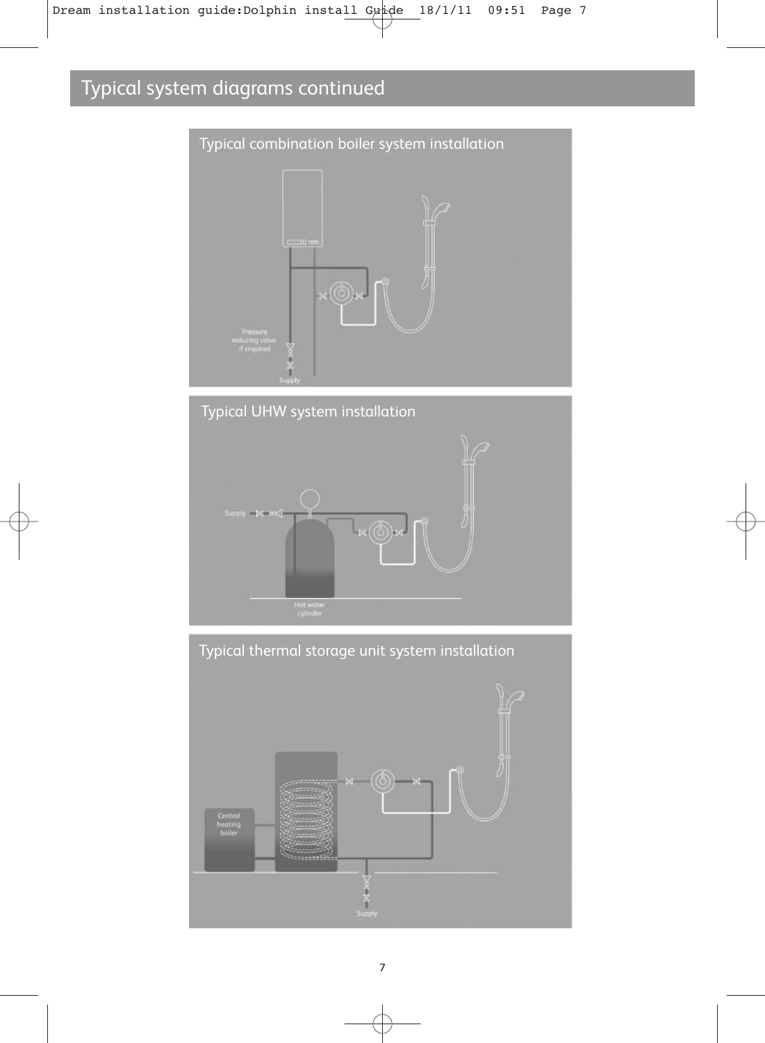# Typical system diagrams continued

## Typical combination boiler system installation

Pressure reducing valve if required

Supply

## Typical UHW system installation

Supply

Hot water cylinder

## Typical thermal storage unit system installation

Central heating boiler

Supply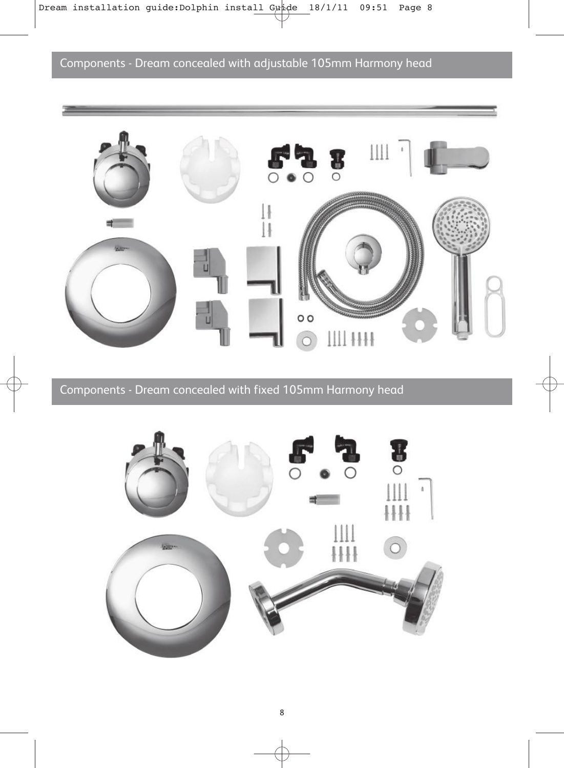## Components - Dream concealed with adjustable 105mm Harmony head

## Components - Dream concealed with fixed 105mm Harmony head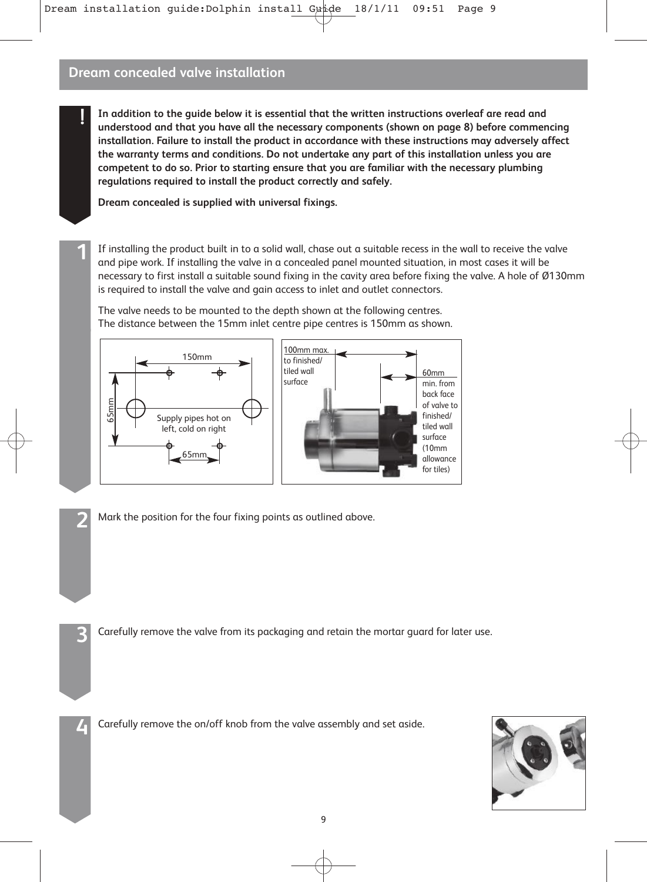## Dream concealed valve installation

**!**

**In addition to the guide below it is essential that the written instructions overleaf are read and understood and that you have all the necessary components (shown on page 8) before commencing installation. Failure to install the product in accordance with these instructions may adversely affect the warranty terms and conditions. Do not undertake any part of this installation unless you are competent to do so. Prior to starting ensure that you are familiar with the necessary plumbing regulations required to install the product correctly and safely.**

**Dream concealed is supplied with universal fixings.**

**1**

If installing the product built in to a solid wall, chase out a suitable recess in the wall to receive the valve and pipe work. If installing the valve in a concealed panel mounted situation, in most cases it will be necessary to first install a suitable sound fixing in the cavity area before fixing the valve. A hole of Ø130mm is required to install the valve and gain access to inlet and outlet connectors.

The valve needs to be mounted to the depth shown at the following centres.
The distance between the 15mm inlet centre pipe centres is 150mm as shown.

150mm

65mm

Supply pipes hot on left, cold on right

65mm

100mm max. to finished/ tiled wall surface

60mm min. from back face of valve to finished/ tiled wall surface (10mm allowance for tiles)

**2**

Mark the position for the four fixing points as outlined above.

**3**

Carefully remove the valve from its packaging and retain the mortar guard for later use.

**4**

Carefully remove the on/off knob from the valve assembly and set aside.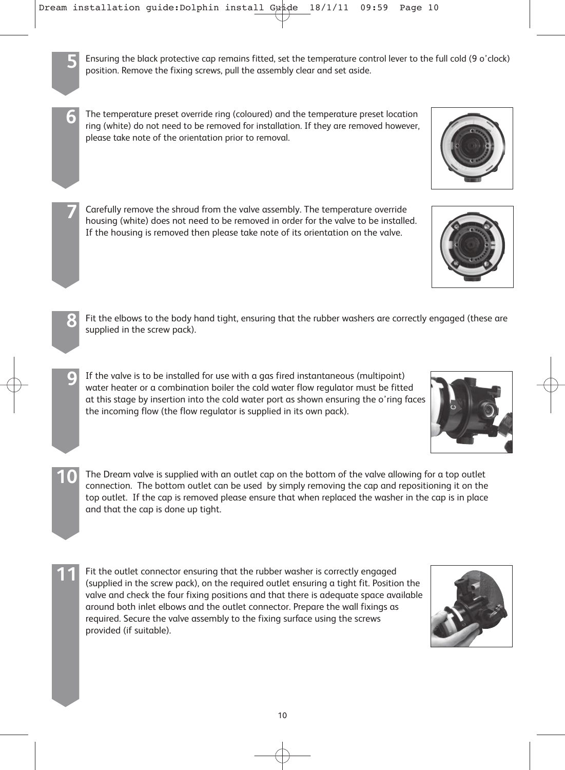5. Ensuring the black protective cap remains fitted, set the temperature control lever to the full cold (9 o'clock) position. Remove the fixing screws, pull the assembly clear and set aside.

6. The temperature preset override ring (coloured) and the temperature preset location ring (white) do not need to be removed for installation. If they are removed however, please take note of the orientation prior to removal.

7. Carefully remove the shroud from the valve assembly. The temperature override housing (white) does not need to be removed in order for the valve to be installed. If the housing is removed then please take note of its orientation on the valve.

8. Fit the elbows to the body hand tight, ensuring that the rubber washers are correctly engaged (these are supplied in the screw pack).

9. If the valve is to be installed for use with a gas fired instantaneous (multipoint) water heater or a combination boiler the cold water flow regulator must be fitted at this stage by insertion into the cold water port as shown ensuring the o'ring faces the incoming flow (the flow regulator is supplied in its own pack).

10. The Dream valve is supplied with an outlet cap on the bottom of the valve allowing for a top outlet connection. The bottom outlet can be used by simply removing the cap and repositioning it on the top outlet. If the cap is removed please ensure that when replaced the washer in the cap is in place and that the cap is done up tight.

11. Fit the outlet connector ensuring that the rubber washer is correctly engaged (supplied in the screw pack), on the required outlet ensuring a tight fit. Position the valve and check the four fixing positions and that there is adequate space available around both inlet elbows and the outlet connector. Prepare the wall fixings as required. Secure the valve assembly to the fixing surface using the screws provided (if suitable).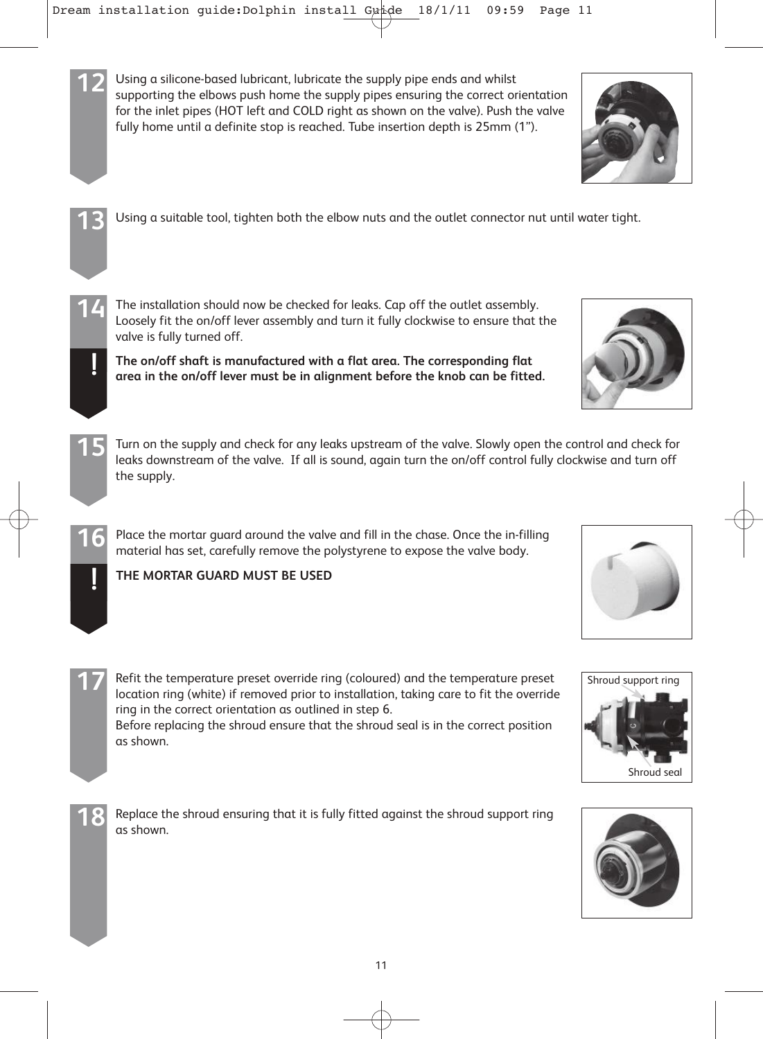**12** Using a silicone-based lubricant, lubricate the supply pipe ends and whilst supporting the elbows push home the supply pipes ensuring the correct orientation for the inlet pipes (HOT left and COLD right as shown on the valve). Push the valve fully home until a definite stop is reached. Tube insertion depth is 25mm (1").

**13** Using a suitable tool, tighten both the elbow nuts and the outlet connector nut until water tight.

**14** The installation should now be checked for leaks. Cap off the outlet assembly. Loosely fit the on/off lever assembly and turn it fully clockwise to ensure that the valve is fully turned off.

**!** **The on/off shaft is manufactured with a flat area. The corresponding flat area in the on/off lever must be in alignment before the knob can be fitted.**

**15** Turn on the supply and check for any leaks upstream of the valve. Slowly open the control and check for leaks downstream of the valve. If all is sound, again turn the on/off control fully clockwise and turn off the supply.

**16** Place the mortar guard around the valve and fill in the chase. Once the in-filling material has set, carefully remove the polystyrene to expose the valve body.

**!** **THE MORTAR GUARD MUST BE USED**

**17** Refit the temperature preset override ring (coloured) and the temperature preset location ring (white) if removed prior to installation, taking care to fit the override ring in the correct orientation as outlined in step 6.
Before replacing the shroud ensure that the shroud seal is in the correct position as shown.

Shroud support ring

Shroud seal

**18** Replace the shroud ensuring that it is fully fitted against the shroud support ring as shown.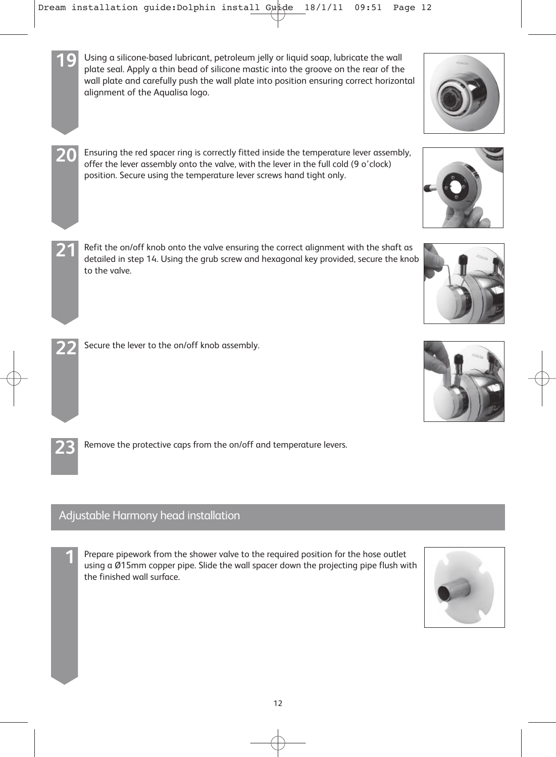**19** Using a silicone-based lubricant, petroleum jelly or liquid soap, lubricate the wall plate seal. Apply a thin bead of silicone mastic into the groove on the rear of the wall plate and carefully push the wall plate into position ensuring correct horizontal alignment of the Aqualisa logo.

**20** Ensuring the red spacer ring is correctly fitted inside the temperature lever assembly, offer the lever assembly onto the valve, with the lever in the full cold (9 o'clock) position. Secure using the temperature lever screws hand tight only.

**21** Refit the on/off knob onto the valve ensuring the correct alignment with the shaft as detailed in step 14. Using the grub screw and hexagonal key provided, secure the knob to the valve.

**22** Secure the lever to the on/off knob assembly.

**23** Remove the protective caps from the on/off and temperature levers.

## Adjustable Harmony head installation

**1** Prepare pipework from the shower valve to the required position for the hose outlet using a Ø15mm copper pipe. Slide the wall spacer down the projecting pipe flush with the finished wall surface.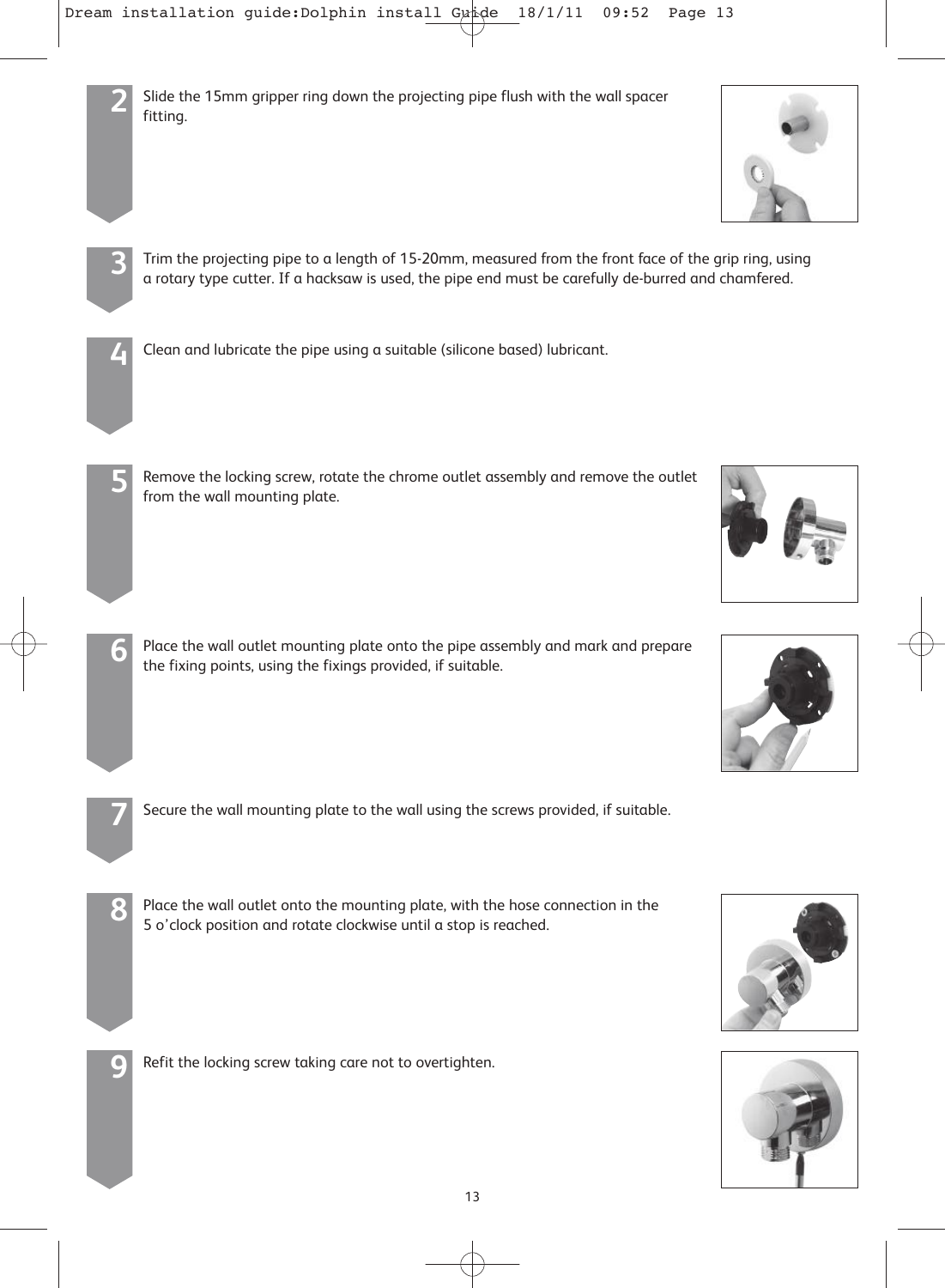2. Slide the 15mm gripper ring down the projecting pipe flush with the wall spacer fitting.

3. Trim the projecting pipe to a length of 15-20mm, measured from the front face of the grip ring, using a rotary type cutter. If a hacksaw is used, the pipe end must be carefully de-burred and chamfered.

4. Clean and lubricate the pipe using a suitable (silicone based) lubricant.

5. Remove the locking screw, rotate the chrome outlet assembly and remove the outlet from the wall mounting plate.

6. Place the wall outlet mounting plate onto the pipe assembly and mark and prepare the fixing points, using the fixings provided, if suitable.

7. Secure the wall mounting plate to the wall using the screws provided, if suitable.

8. Place the wall outlet onto the mounting plate, with the hose connection in the 5 o'clock position and rotate clockwise until a stop is reached.

9. Refit the locking screw taking care not to overtighten.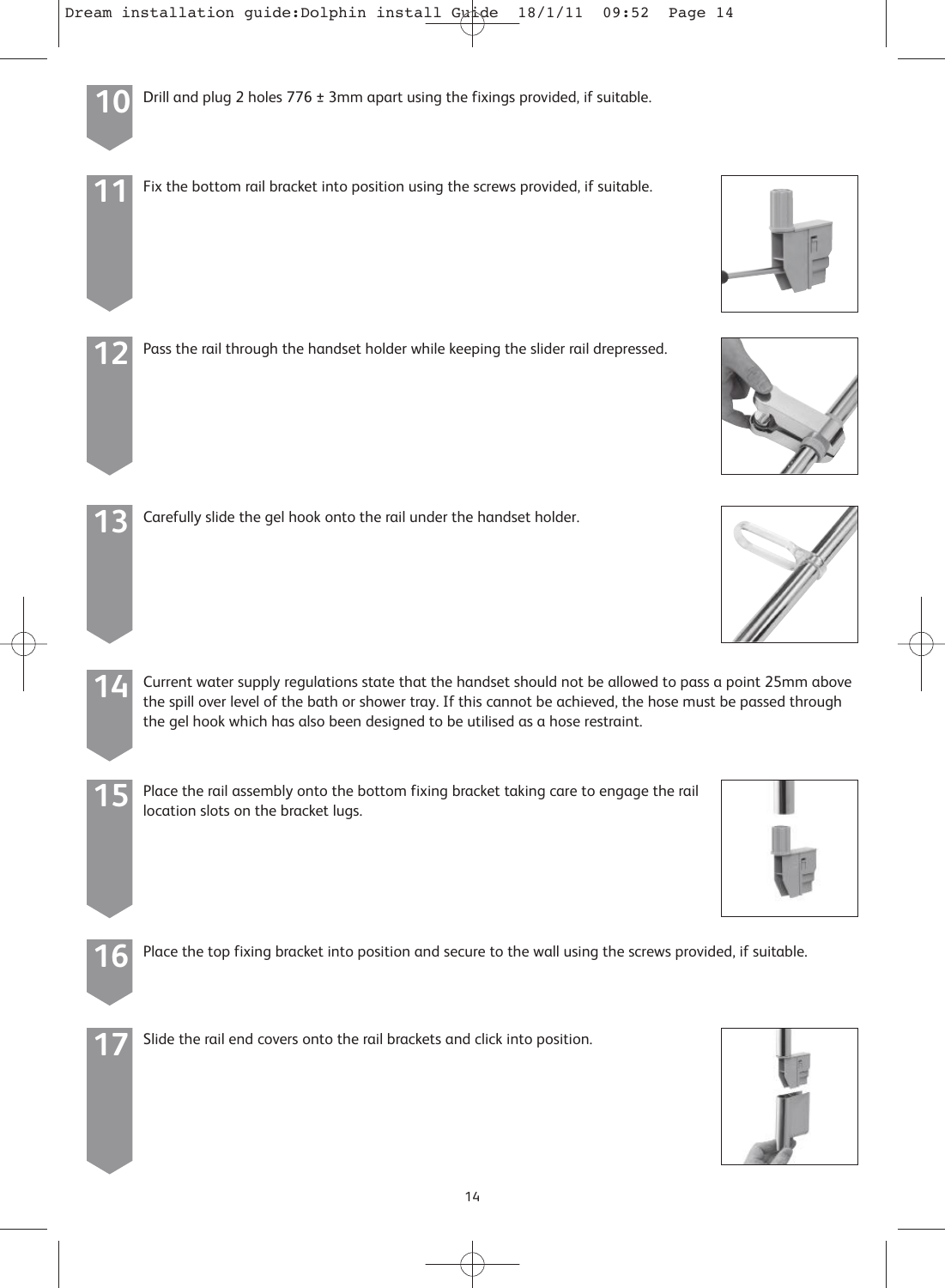**10** Drill and plug 2 holes 776 ± 3mm apart using the fixings provided, if suitable.

**11** Fix the bottom rail bracket into position using the screws provided, if suitable.

**12** Pass the rail through the handset holder while keeping the slider rail drepressed.

**13** Carefully slide the gel hook onto the rail under the handset holder.

**14** Current water supply regulations state that the handset should not be allowed to pass a point 25mm above the spill over level of the bath or shower tray. If this cannot be achieved, the hose must be passed through the gel hook which has also been designed to be utilised as a hose restraint.

**15** Place the rail assembly onto the bottom fixing bracket taking care to engage the rail location slots on the bracket lugs.

**16** Place the top fixing bracket into position and secure to the wall using the screws provided, if suitable.

**17** Slide the rail end covers onto the rail brackets and click into position.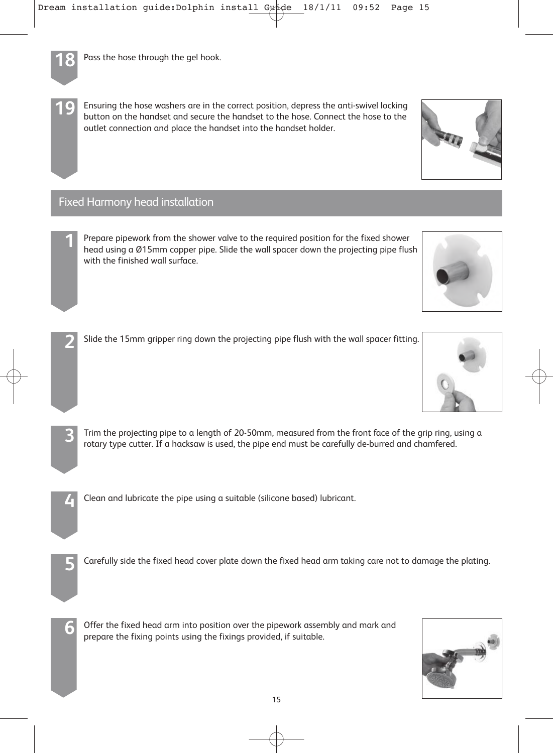18. Pass the hose through the gel hook.

19. Ensuring the hose washers are in the correct position, depress the anti-swivel locking button on the handset and secure the handset to the hose. Connect the hose to the outlet connection and place the handset into the handset holder.

## Fixed Harmony head installation

1. Prepare pipework from the shower valve to the required position for the fixed shower head using a Ø15mm copper pipe. Slide the wall spacer down the projecting pipe flush with the finished wall surface.

2. Slide the 15mm gripper ring down the projecting pipe flush with the wall spacer fitting.

3. Trim the projecting pipe to a length of 20-50mm, measured from the front face of the grip ring, using a rotary type cutter. If a hacksaw is used, the pipe end must be carefully de-burred and chamfered.

4. Clean and lubricate the pipe using a suitable (silicone based) lubricant.

5. Carefully side the fixed head cover plate down the fixed head arm taking care not to damage the plating.

6. Offer the fixed head arm into position over the pipework assembly and mark and prepare the fixing points using the fixings provided, if suitable.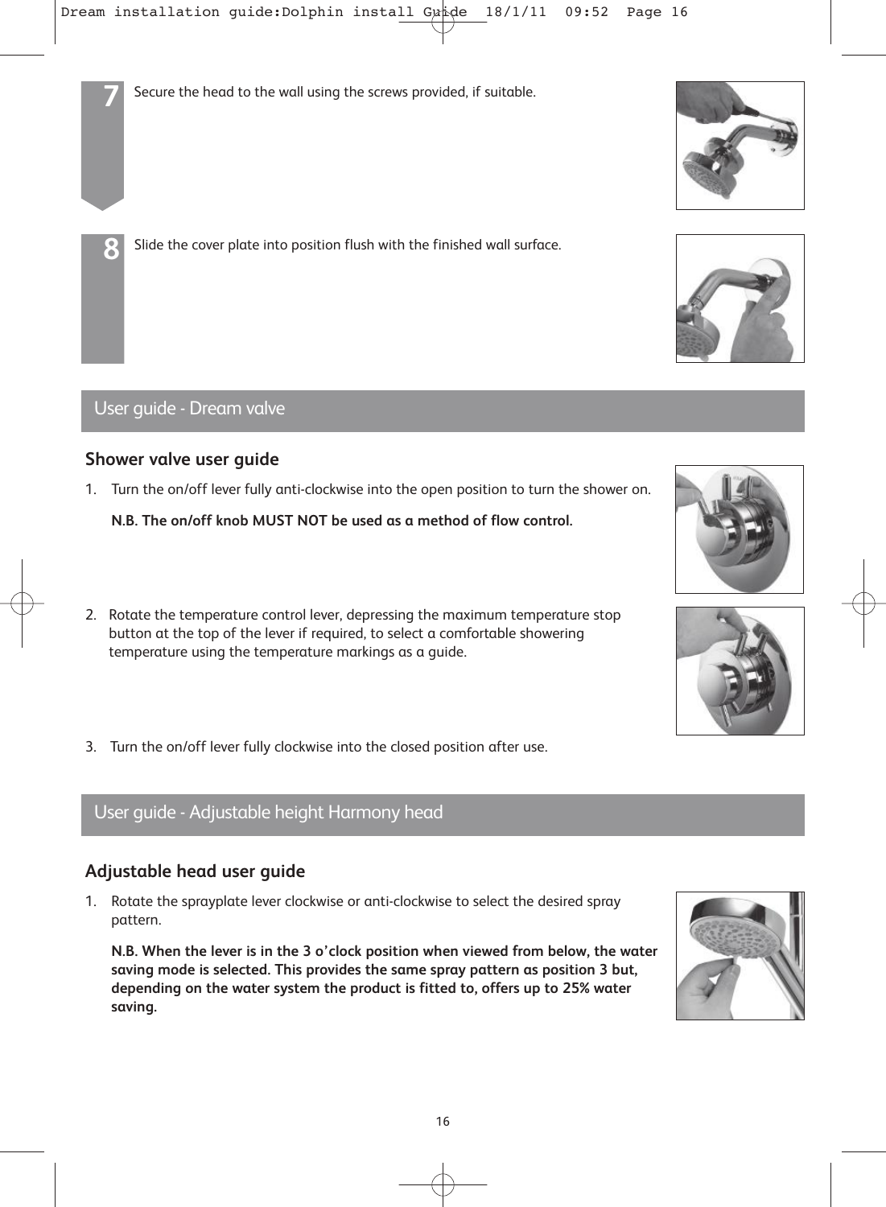**7** Secure the head to the wall using the screws provided, if suitable.

**8** Slide the cover plate into position flush with the finished wall surface.

## User guide - Dream valve

### Shower valve user guide

1. Turn the on/off lever fully anti-clockwise into the open position to turn the shower on.

   **N.B. The on/off knob MUST NOT be used as a method of flow control.**

2. Rotate the temperature control lever, depressing the maximum temperature stop button at the top of the lever if required, to select a comfortable showering temperature using the temperature markings as a guide.

3. Turn the on/off lever fully clockwise into the closed position after use.

## User guide - Adjustable height Harmony head

### Adjustable head user guide

1. Rotate the sprayplate lever clockwise or anti-clockwise to select the desired spray pattern.

   **N.B. When the lever is in the 3 o'clock position when viewed from below, the water saving mode is selected. This provides the same spray pattern as position 3 but, depending on the water system the product is fitted to, offers up to 25% water saving.**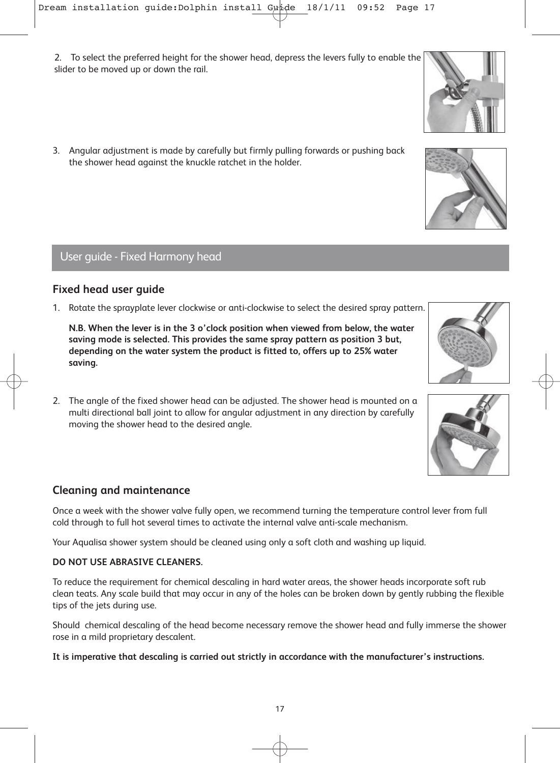2. To select the preferred height for the shower head, depress the levers fully to enable the slider to be moved up or down the rail.

3. Angular adjustment is made by carefully but firmly pulling forwards or pushing back the shower head against the knuckle ratchet in the holder.

## User guide - Fixed Harmony head

### Fixed head user guide

1. Rotate the sprayplate lever clockwise or anti-clockwise to select the desired spray pattern.

   **N.B. When the lever is in the 3 o'clock position when viewed from below, the water saving mode is selected. This provides the same spray pattern as position 3 but, depending on the water system the product is fitted to, offers up to 25% water saving.**

2. The angle of the fixed shower head can be adjusted. The shower head is mounted on a multi directional ball joint to allow for angular adjustment in any direction by carefully moving the shower head to the desired angle.

### Cleaning and maintenance

Once a week with the shower valve fully open, we recommend turning the temperature control lever from full cold through to full hot several times to activate the internal valve anti-scale mechanism.

Your Aqualisa shower system should be cleaned using only a soft cloth and washing up liquid.

**DO NOT USE ABRASIVE CLEANERS.**

To reduce the requirement for chemical descaling in hard water areas, the shower heads incorporate soft rub clean teats. Any scale build that may occur in any of the holes can be broken down by gently rubbing the flexible tips of the jets during use.

Should chemical descaling of the head become necessary remove the shower head and fully immerse the shower rose in a mild proprietary descalent.

**It is imperative that descaling is carried out strictly in accordance with the manufacturer's instructions.**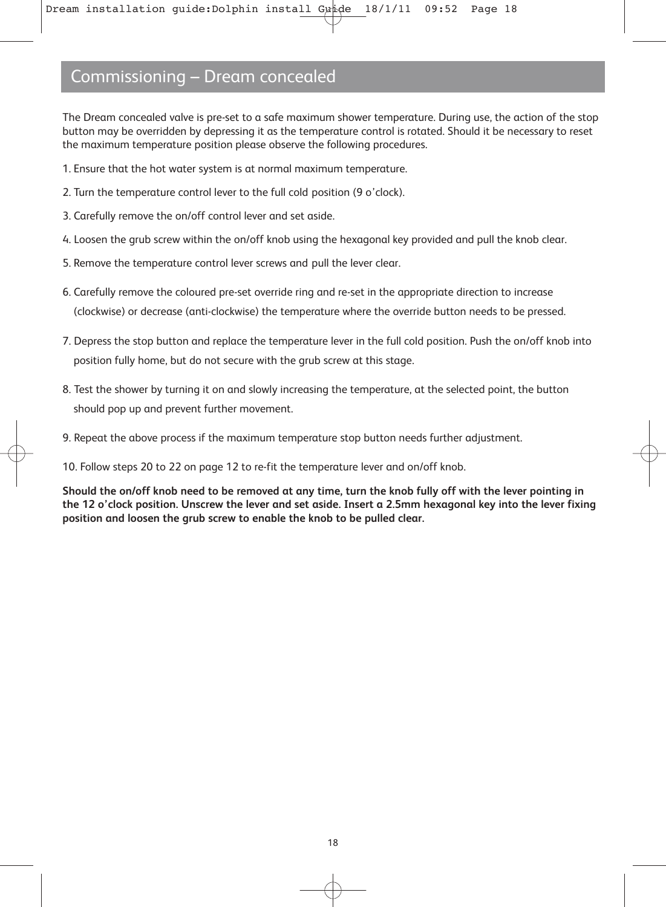# Commissioning – Dream concealed

The Dream concealed valve is pre-set to a safe maximum shower temperature. During use, the action of the stop button may be overridden by depressing it as the temperature control is rotated. Should it be necessary to reset the maximum temperature position please observe the following procedures.

1. Ensure that the hot water system is at normal maximum temperature.
2. Turn the temperature control lever to the full cold position (9 o'clock).
3. Carefully remove the on/off control lever and set aside.
4. Loosen the grub screw within the on/off knob using the hexagonal key provided and pull the knob clear.
5. Remove the temperature control lever screws and pull the lever clear.
6. Carefully remove the coloured pre-set override ring and re-set in the appropriate direction to increase (clockwise) or decrease (anti-clockwise) the temperature where the override button needs to be pressed.
7. Depress the stop button and replace the temperature lever in the full cold position. Push the on/off knob into position fully home, but do not secure with the grub screw at this stage.
8. Test the shower by turning it on and slowly increasing the temperature, at the selected point, the button should pop up and prevent further movement.
9. Repeat the above process if the maximum temperature stop button needs further adjustment.
10. Follow steps 20 to 22 on page 12 to re-fit the temperature lever and on/off knob.

**Should the on/off knob need to be removed at any time, turn the knob fully off with the lever pointing in the 12 o'clock position. Unscrew the lever and set aside. Insert a 2.5mm hexagonal key into the lever fixing position and loosen the grub screw to enable the knob to be pulled clear.**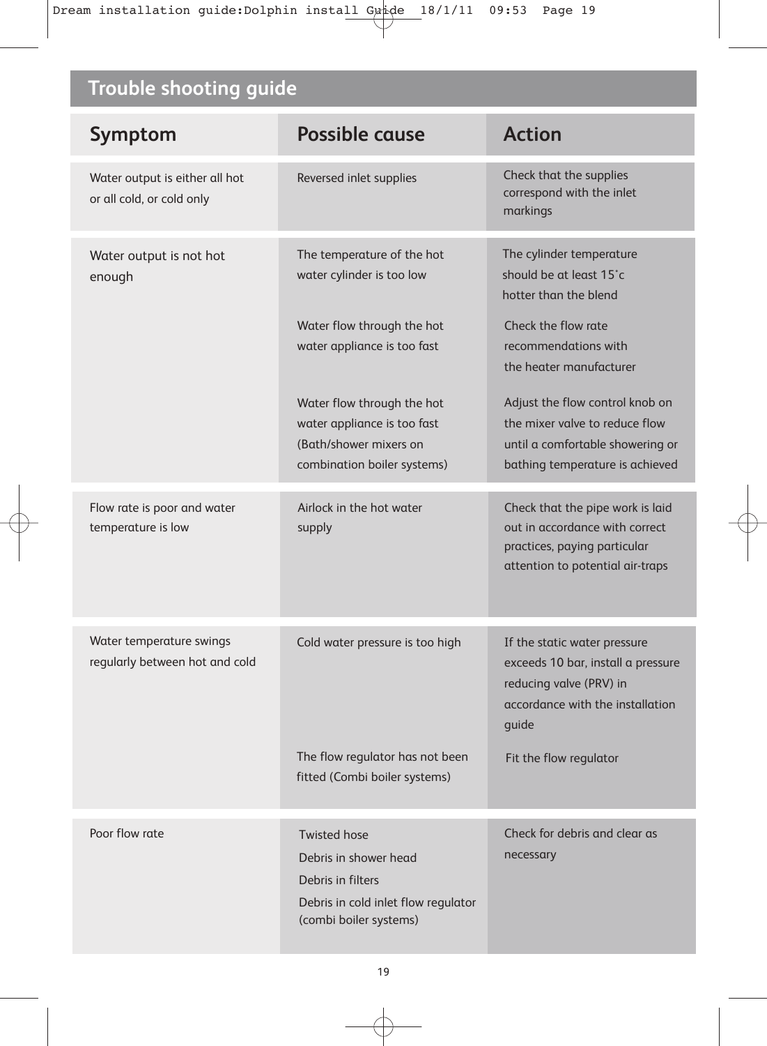## Trouble shooting guide

| Symptom | Possible cause | Action |
|---|---|---|
| Water output is either all hot or all cold, or cold only | Reversed inlet supplies | Check that the supplies correspond with the inlet markings |
| Water output is not hot enough | The temperature of the hot water cylinder is too low | The cylinder temperature should be at least 15˚c hotter than the blend |
| | Water flow through the hot water appliance is too fast | Check the flow rate recommendations with the heater manufacturer |
| | Water flow through the hot water appliance is too fast (Bath/shower mixers on combination boiler systems) | Adjust the flow control knob on the mixer valve to reduce flow until a comfortable showering or bathing temperature is achieved |
| Flow rate is poor and water temperature is low | Airlock in the hot water supply | Check that the pipe work is laid out in accordance with correct practices, paying particular attention to potential air-traps |
| Water temperature swings regularly between hot and cold | Cold water pressure is too high | If the static water pressure exceeds 10 bar, install a pressure reducing valve (PRV) in accordance with the installation guide |
| | The flow regulator has not been fitted (Combi boiler systems) | Fit the flow regulator |
| Poor flow rate | Twisted hose<br>Debris in shower head<br>Debris in filters<br>Debris in cold inlet flow regulator (combi boiler systems) | Check for debris and clear as necessary |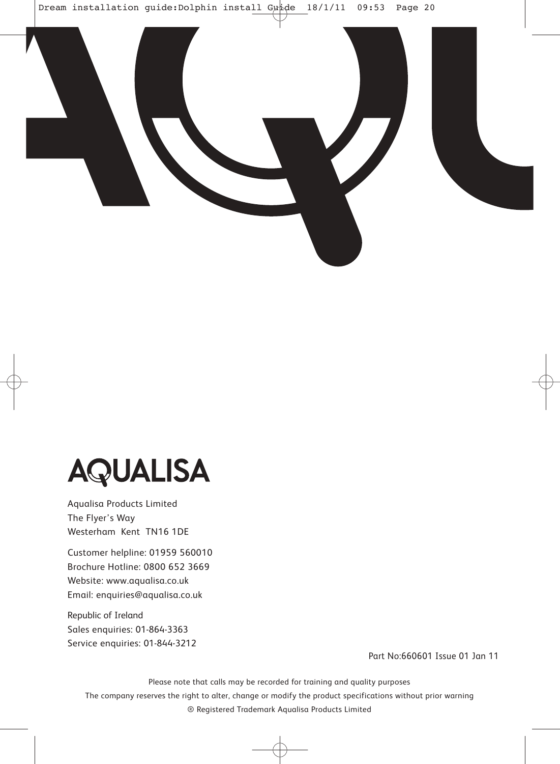AQUALISA

Aqualisa Products Limited
The Flyer's Way
Westerham Kent TN16 1DE

Customer helpline: 01959 560010
Brochure Hotline: 0800 652 3669
Website: www.aqualisa.co.uk
Email: enquiries@aqualisa.co.uk

Republic of Ireland
Sales enquiries: 01-864-3363
Service enquiries: 01-844-3212

Part No:660601 Issue 01 Jan 11

Please note that calls may be recorded for training and quality purposes

The company reserves the right to alter, change or modify the product specifications without prior warning

® Registered Trademark Aqualisa Products Limited